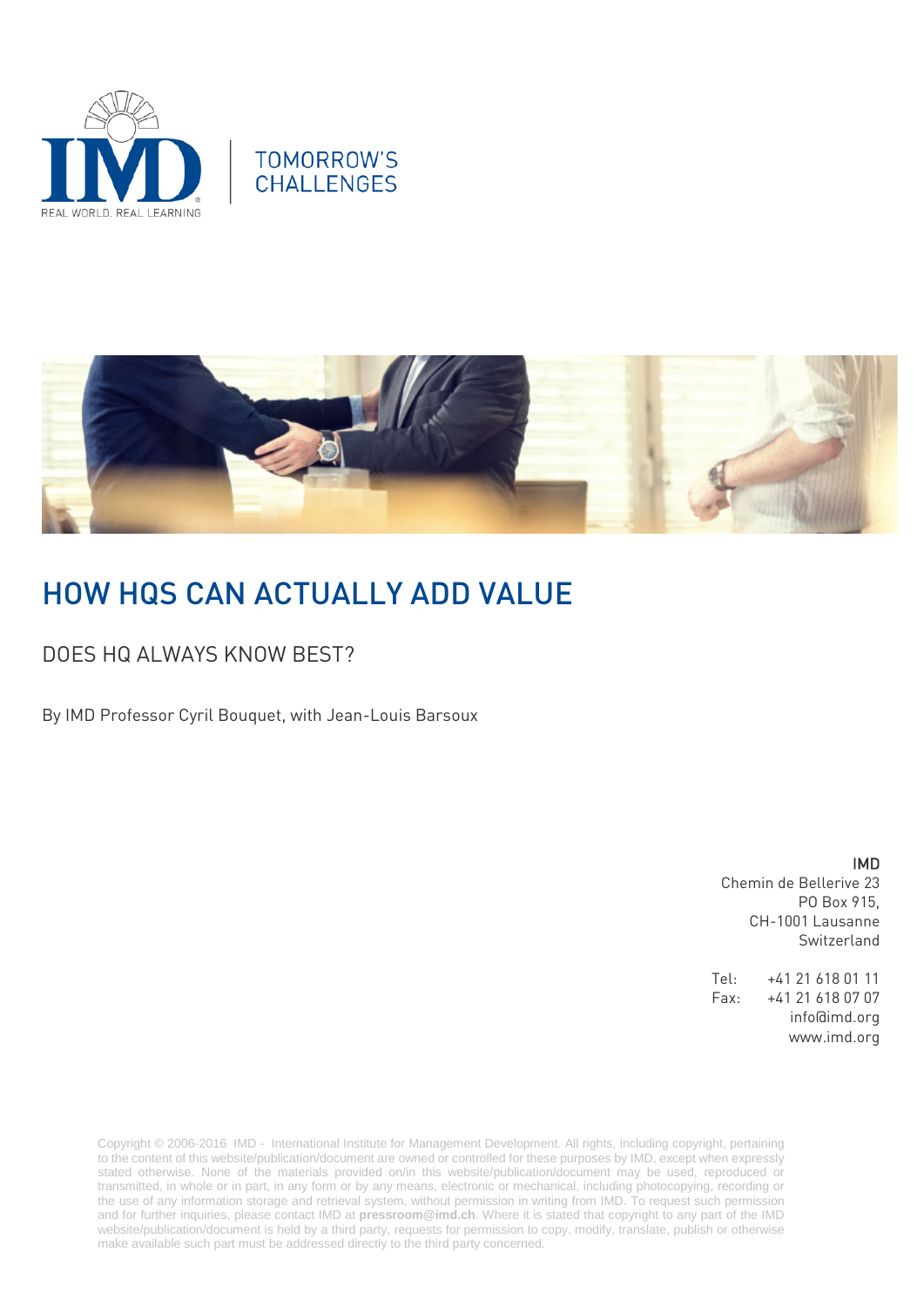TOMORROW'S CHALLENGES

# HOW HQS CAN ACTUALLY ADD VALUE

## DOES HQ ALWAYS KNOW BEST?

By IMD Professor Cyril Bouquet, with Jean-Louis Barsoux

**IMD**
Chemin de Bellerive 23
PO Box 915,
CH-1001 Lausanne
Switzerland

Tel: +41 21 618 01 11
Fax: +41 21 618 07 07
info@imd.org
www.imd.org

Copyright © 2006-2016 IMD - International Institute for Management Development. All rights, including copyright, pertaining to the content of this website/publication/document are owned or controlled for these purposes by IMD, except when expressly stated otherwise. None of the materials provided on/in this website/publication/document may be used, reproduced or transmitted, in whole or in part, in any form or by any means, electronic or mechanical, including photocopying, recording or the use of any information storage and retrieval system, without permission in writing from IMD. To request such permission and for further inquiries, please contact IMD at **pressroom@imd.ch**. Where it is stated that copyright to any part of the IMD website/publication/document is held by a third party, requests for permission to copy, modify, translate, publish or otherwise make available such part must be addressed directly to the third party concerned.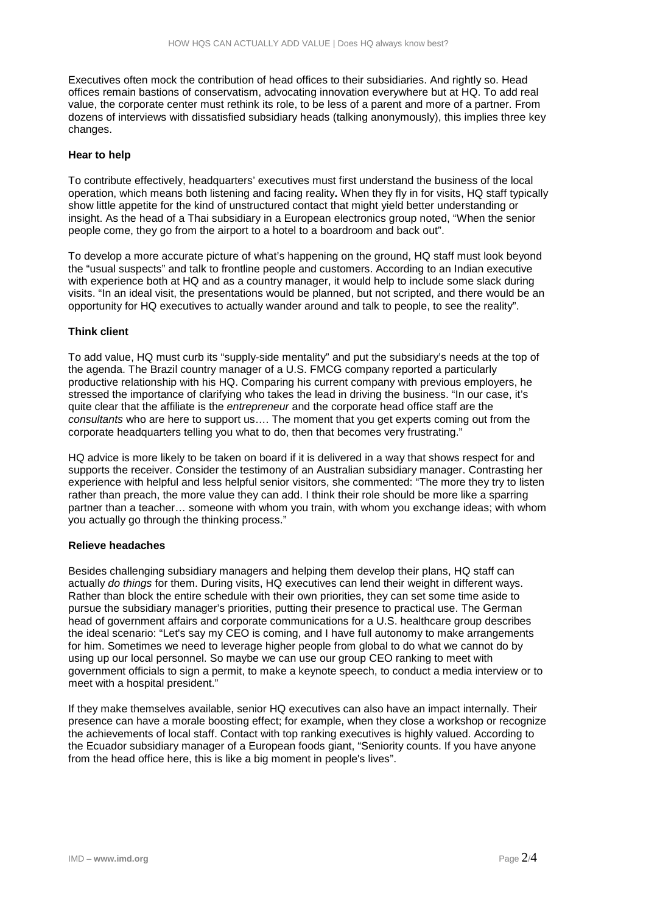Executives often mock the contribution of head offices to their subsidiaries. And rightly so. Head offices remain bastions of conservatism, advocating innovation everywhere but at HQ. To add real value, the corporate center must rethink its role, to be less of a parent and more of a partner. From dozens of interviews with dissatisfied subsidiary heads (talking anonymously), this implies three key changes.

**Hear to help**

To contribute effectively, headquarters' executives must first understand the business of the local operation, which means both listening and facing reality**.** When they fly in for visits, HQ staff typically show little appetite for the kind of unstructured contact that might yield better understanding or insight. As the head of a Thai subsidiary in a European electronics group noted, "When the senior people come, they go from the airport to a hotel to a boardroom and back out".

To develop a more accurate picture of what's happening on the ground, HQ staff must look beyond the "usual suspects" and talk to frontline people and customers. According to an Indian executive with experience both at HQ and as a country manager, it would help to include some slack during visits. "In an ideal visit, the presentations would be planned, but not scripted, and there would be an opportunity for HQ executives to actually wander around and talk to people, to see the reality".

**Think client**

To add value, HQ must curb its "supply-side mentality" and put the subsidiary's needs at the top of the agenda. The Brazil country manager of a U.S. FMCG company reported a particularly productive relationship with his HQ. Comparing his current company with previous employers, he stressed the importance of clarifying who takes the lead in driving the business. "In our case, it's quite clear that the affiliate is the *entrepreneur* and the corporate head office staff are the *consultants* who are here to support us…. The moment that you get experts coming out from the corporate headquarters telling you what to do, then that becomes very frustrating."

HQ advice is more likely to be taken on board if it is delivered in a way that shows respect for and supports the receiver. Consider the testimony of an Australian subsidiary manager. Contrasting her experience with helpful and less helpful senior visitors, she commented: "The more they try to listen rather than preach, the more value they can add. I think their role should be more like a sparring partner than a teacher… someone with whom you train, with whom you exchange ideas; with whom you actually go through the thinking process."

**Relieve headaches**

Besides challenging subsidiary managers and helping them develop their plans, HQ staff can actually *do things* for them. During visits, HQ executives can lend their weight in different ways. Rather than block the entire schedule with their own priorities, they can set some time aside to pursue the subsidiary manager's priorities, putting their presence to practical use. The German head of government affairs and corporate communications for a U.S. healthcare group describes the ideal scenario: "Let's say my CEO is coming, and I have full autonomy to make arrangements for him. Sometimes we need to leverage higher people from global to do what we cannot do by using up our local personnel. So maybe we can use our group CEO ranking to meet with government officials to sign a permit, to make a keynote speech, to conduct a media interview or to meet with a hospital president."

If they make themselves available, senior HQ executives can also have an impact internally. Their presence can have a morale boosting effect; for example, when they close a workshop or recognize the achievements of local staff. Contact with top ranking executives is highly valued. According to the Ecuador subsidiary manager of a European foods giant, "Seniority counts. If you have anyone from the head office here, this is like a big moment in people's lives".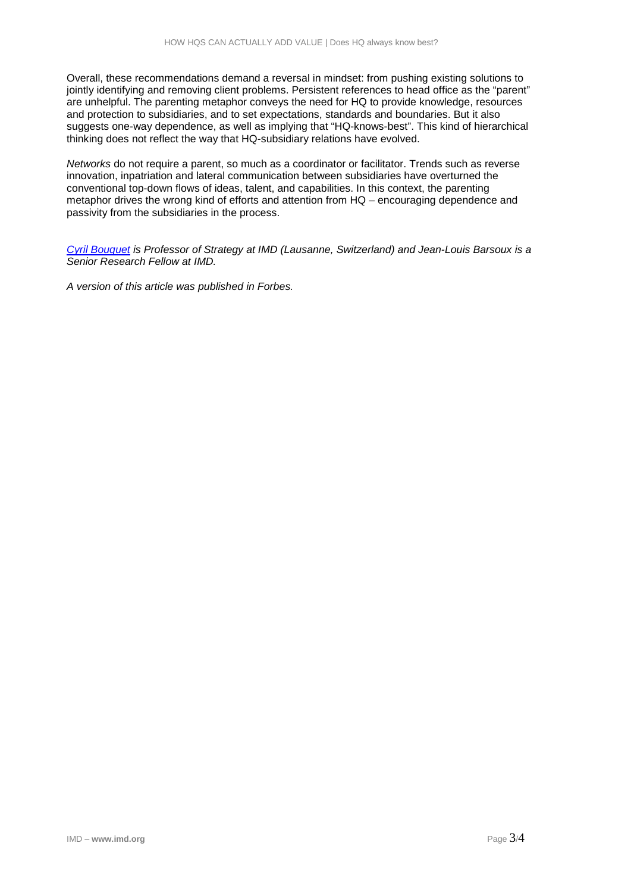Overall, these recommendations demand a reversal in mindset: from pushing existing solutions to jointly identifying and removing client problems. Persistent references to head office as the "parent" are unhelpful. The parenting metaphor conveys the need for HQ to provide knowledge, resources and protection to subsidiaries, and to set expectations, standards and boundaries. But it also suggests one-way dependence, as well as implying that "HQ-knows-best". This kind of hierarchical thinking does not reflect the way that HQ-subsidiary relations have evolved.

*Networks* do not require a parent, so much as a coordinator or facilitator. Trends such as reverse innovation, inpatriation and lateral communication between subsidiaries have overturned the conventional top-down flows of ideas, talent, and capabilities. In this context, the parenting metaphor drives the wrong kind of efforts and attention from HQ – encouraging dependence and passivity from the subsidiaries in the process.

*Cyril Bouquet is Professor of Strategy at IMD (Lausanne, Switzerland) and Jean-Louis Barsoux is a Senior Research Fellow at IMD.*

*A version of this article was published in Forbes.*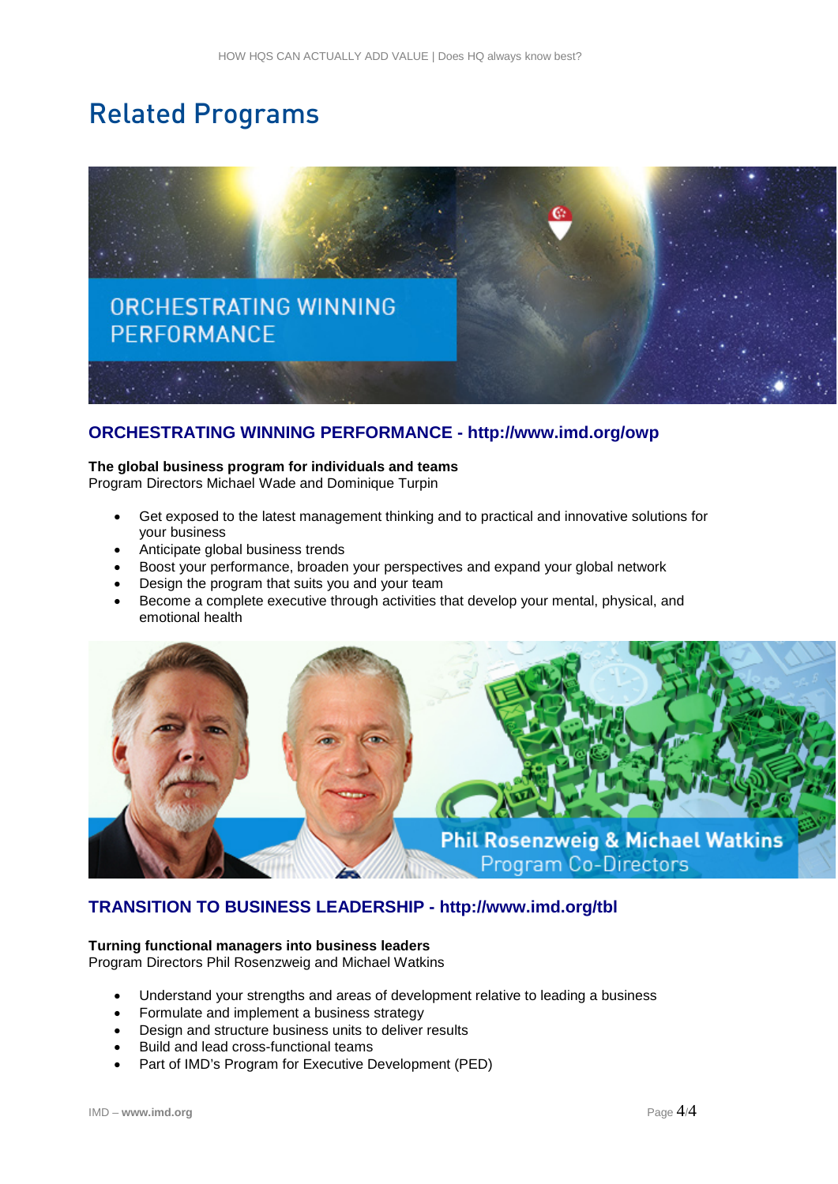# Related Programs

## ORCHESTRATING WINNING PERFORMANCE - http://www.imd.org/owp

**The global business program for individuals and teams**
Program Directors Michael Wade and Dominique Turpin

- Get exposed to the latest management thinking and to practical and innovative solutions for your business
- Anticipate global business trends
- Boost your performance, broaden your perspectives and expand your global network
- Design the program that suits you and your team
- Become a complete executive through activities that develop your mental, physical, and emotional health

## TRANSITION TO BUSINESS LEADERSHIP - http://www.imd.org/tbl

**Turning functional managers into business leaders**
Program Directors Phil Rosenzweig and Michael Watkins

- Understand your strengths and areas of development relative to leading a business
- Formulate and implement a business strategy
- Design and structure business units to deliver results
- Build and lead cross-functional teams
- Part of IMD's Program for Executive Development (PED)